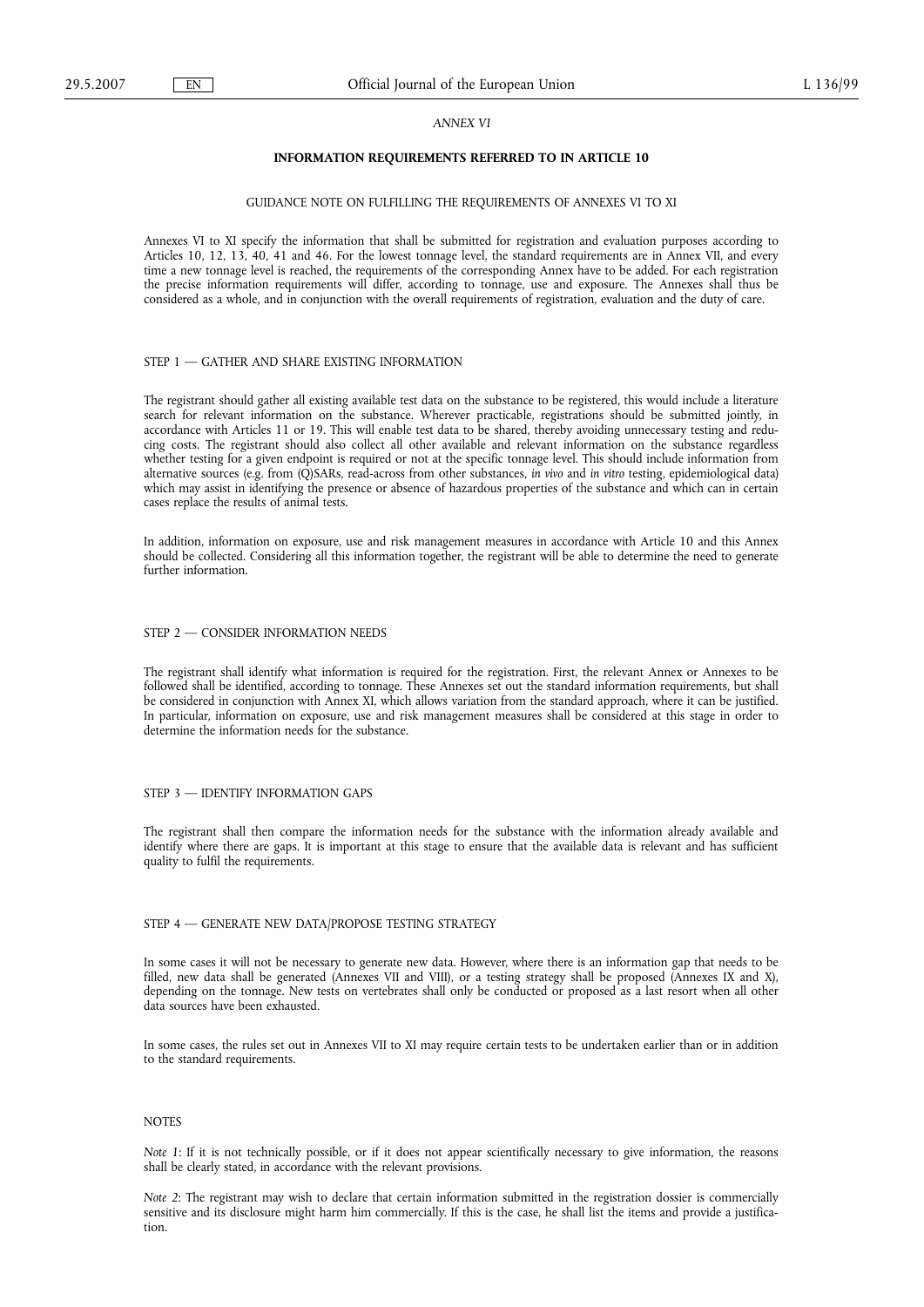*ANNEX VI*

## INFORMATION REQUIREMENTS REFERRED TO IN ARTICLE 10

### GUIDANCE NOTE ON FULFILLING THE REQUIREMENTS OF ANNEXES VI TO XI

Annexes VI to XI specify the information that shall be submitted for registration and evaluation purposes according to Articles 10, 12, 13, 40, 41 and 46. For the lowest tonnage level, the standard requirements are in Annex VII, and every time a new tonnage level is reached, the requirements of the corresponding Annex have to be added. For each registration the precise information requirements will differ, according to tonnage, use and exposure. The Annexes shall thus be considered as a whole, and in conjunction with the overall requirements of registration, evaluation and the duty of care.

### STEP 1 — GATHER AND SHARE EXISTING INFORMATION

The registrant should gather all existing available test data on the substance to be registered, this would include a literature search for relevant information on the substance. Wherever practicable, registrations should be submitted jointly, in accordance with Articles 11 or 19. This will enable test data to be shared, thereby avoiding unnecessary testing and reducing costs. The registrant should also collect all other available and relevant information on the substance regardless whether testing for a given endpoint is required or not at the specific tonnage level. This should include information from alternative sources (e.g. from (Q)SARs, read-across from other substances, *in vivo* and *in vitro* testing, epidemiological data) which may assist in identifying the presence or absence of hazardous properties of the substance and which can in certain cases replace the results of animal tests.

In addition, information on exposure, use and risk management measures in accordance with Article 10 and this Annex should be collected. Considering all this information together, the registrant will be able to determine the need to generate further information.

### STEP 2 — CONSIDER INFORMATION NEEDS

The registrant shall identify what information is required for the registration. First, the relevant Annex or Annexes to be followed shall be identified, according to tonnage. These Annexes set out the standard information requirements, but shall be considered in conjunction with Annex XI, which allows variation from the standard approach, where it can be justified. In particular, information on exposure, use and risk management measures shall be considered at this stage in order to determine the information needs for the substance.

### STEP 3 — IDENTIFY INFORMATION GAPS

The registrant shall then compare the information needs for the substance with the information already available and identify where there are gaps. It is important at this stage to ensure that the available data is relevant and has sufficient quality to fulfil the requirements.

### STEP 4 — GENERATE NEW DATA/PROPOSE TESTING STRATEGY

In some cases it will not be necessary to generate new data. However, where there is an information gap that needs to be filled, new data shall be generated (Annexes VII and VIII), or a testing strategy shall be proposed (Annexes IX and X), depending on the tonnage. New tests on vertebrates shall only be conducted or proposed as a last resort when all other data sources have been exhausted.

In some cases, the rules set out in Annexes VII to XI may require certain tests to be undertaken earlier than or in addition to the standard requirements.

### NOTES

*Note 1*: If it is not technically possible, or if it does not appear scientifically necessary to give information, the reasons shall be clearly stated, in accordance with the relevant provisions.

*Note 2*: The registrant may wish to declare that certain information submitted in the registration dossier is commercially sensitive and its disclosure might harm him commercially. If this is the case, he shall list the items and provide a justification.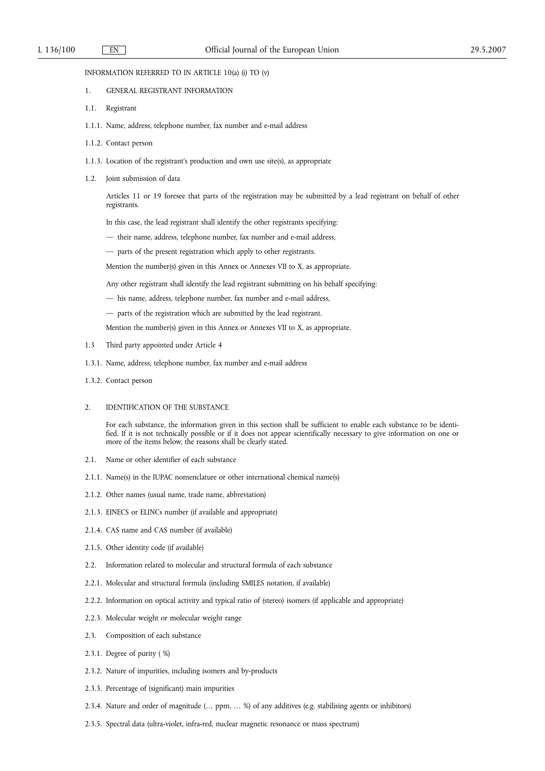INFORMATION REFERRED TO IN ARTICLE 10(a) (i) TO (v)

## 1. GENERAL REGISTRANT INFORMATION

### 1.1. Registrant

1.1.1. Name, address, telephone number, fax number and e-mail address

1.1.2. Contact person

1.1.3. Location of the registrant's production and own use site(s), as appropriate

### 1.2. Joint submission of data

Articles 11 or 19 foresee that parts of the registration may be submitted by a lead registrant on behalf of other registrants.

In this case, the lead registrant shall identify the other registrants specifying:

— their name, address, telephone number, fax number and e-mail address,

— parts of the present registration which apply to other registrants.

Mention the number(s) given in this Annex or Annexes VII to X, as appropriate.

Any other registrant shall identify the lead registrant submitting on his behalf specifying:

— his name, address, telephone number, fax number and e-mail address,

— parts of the registration which are submitted by the lead registrant.

Mention the number(s) given in this Annex or Annexes VII to X, as appropriate.

### 1.3 Third party appointed under Article 4

1.3.1. Name, address, telephone number, fax number and e-mail address

1.3.2. Contact person

## 2. IDENTIFICATION OF THE SUBSTANCE

For each substance, the information given in this section shall be sufficient to enable each substance to be identified. If it is not technically possible or if it does not appear scientifically necessary to give information on one or more of the items below, the reasons shall be clearly stated.

### 2.1. Name or other identifier of each substance

2.1.1. Name(s) in the IUPAC nomenclature or other international chemical name(s)

2.1.2. Other names (usual name, trade name, abbreviation)

2.1.3. EINECS or ELINCs number (if available and appropriate)

2.1.4. CAS name and CAS number (if available)

2.1.5. Other identity code (if available)

### 2.2. Information related to molecular and structural formula of each substance

2.2.1. Molecular and structural formula (including SMILES notation, if available)

2.2.2. Information on optical activity and typical ratio of (stereo) isomers (if applicable and appropriate)

2.2.3. Molecular weight or molecular weight range

### 2.3. Composition of each substance

2.3.1. Degree of purity ( %)

2.3.2. Nature of impurities, including isomers and by-products

2.3.3. Percentage of (significant) main impurities

2.3.4. Nature and order of magnitude (… ppm, … %) of any additives (e.g. stabilising agents or inhibitors)

2.3.5. Spectral data (ultra-violet, infra-red, nuclear magnetic resonance or mass spectrum)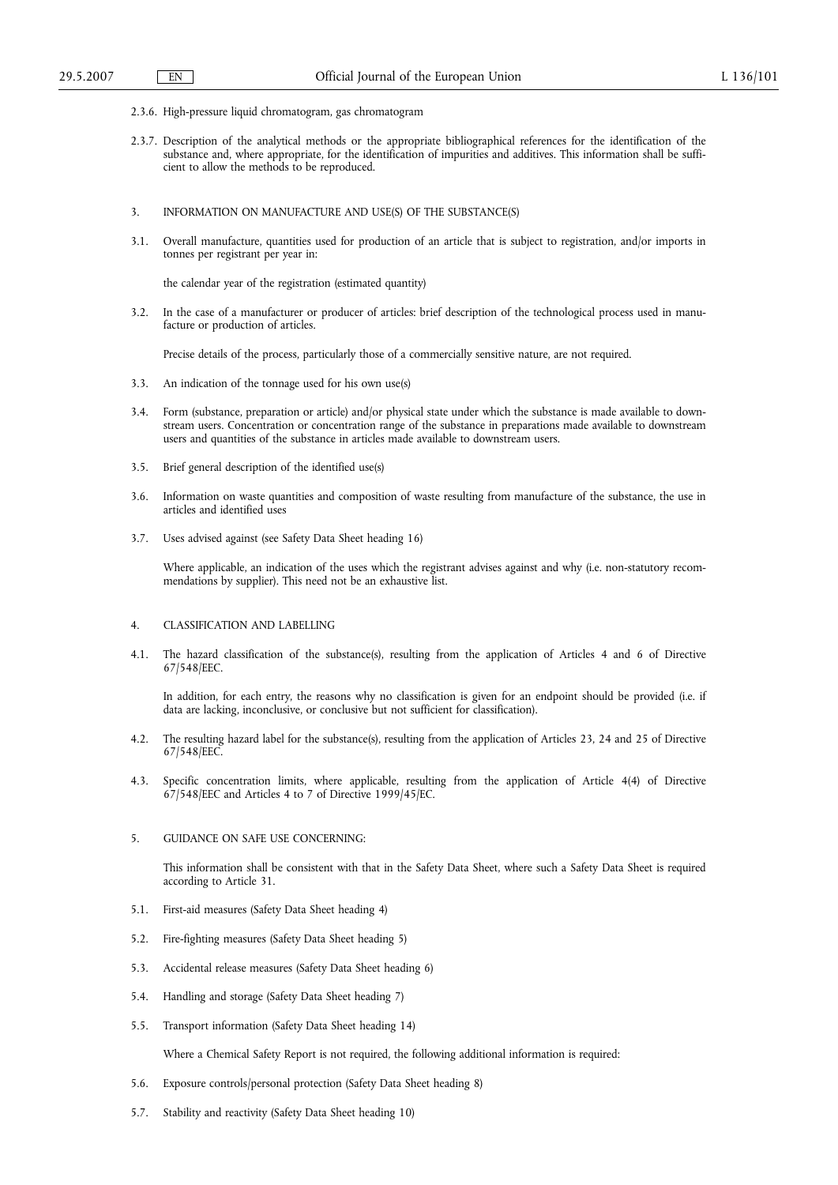2.3.6. High-pressure liquid chromatogram, gas chromatogram

2.3.7. Description of the analytical methods or the appropriate bibliographical references for the identification of the substance and, where appropriate, for the identification of impurities and additives. This information shall be sufficient to allow the methods to be reproduced.

3. INFORMATION ON MANUFACTURE AND USE(S) OF THE SUBSTANCE(S)

3.1. Overall manufacture, quantities used for production of an article that is subject to registration, and/or imports in tonnes per registrant per year in:

the calendar year of the registration (estimated quantity)

3.2. In the case of a manufacturer or producer of articles: brief description of the technological process used in manufacture or production of articles.

Precise details of the process, particularly those of a commercially sensitive nature, are not required.

3.3. An indication of the tonnage used for his own use(s)

3.4. Form (substance, preparation or article) and/or physical state under which the substance is made available to downstream users. Concentration or concentration range of the substance in preparations made available to downstream users and quantities of the substance in articles made available to downstream users.

3.5. Brief general description of the identified use(s)

3.6. Information on waste quantities and composition of waste resulting from manufacture of the substance, the use in articles and identified uses

3.7. Uses advised against (see Safety Data Sheet heading 16)

Where applicable, an indication of the uses which the registrant advises against and why (i.e. non-statutory recommendations by supplier). This need not be an exhaustive list.

4. CLASSIFICATION AND LABELLING

4.1. The hazard classification of the substance(s), resulting from the application of Articles 4 and 6 of Directive 67/548/EEC.

In addition, for each entry, the reasons why no classification is given for an endpoint should be provided (i.e. if data are lacking, inconclusive, or conclusive but not sufficient for classification).

4.2. The resulting hazard label for the substance(s), resulting from the application of Articles 23, 24 and 25 of Directive 67/548/EEC.

4.3. Specific concentration limits, where applicable, resulting from the application of Article 4(4) of Directive 67/548/EEC and Articles 4 to 7 of Directive 1999/45/EC.

5. GUIDANCE ON SAFE USE CONCERNING:

This information shall be consistent with that in the Safety Data Sheet, where such a Safety Data Sheet is required according to Article 31.

5.1. First-aid measures (Safety Data Sheet heading 4)

5.2. Fire-fighting measures (Safety Data Sheet heading 5)

5.3. Accidental release measures (Safety Data Sheet heading 6)

5.4. Handling and storage (Safety Data Sheet heading 7)

5.5. Transport information (Safety Data Sheet heading 14)

Where a Chemical Safety Report is not required, the following additional information is required:

5.6. Exposure controls/personal protection (Safety Data Sheet heading 8)

5.7. Stability and reactivity (Safety Data Sheet heading 10)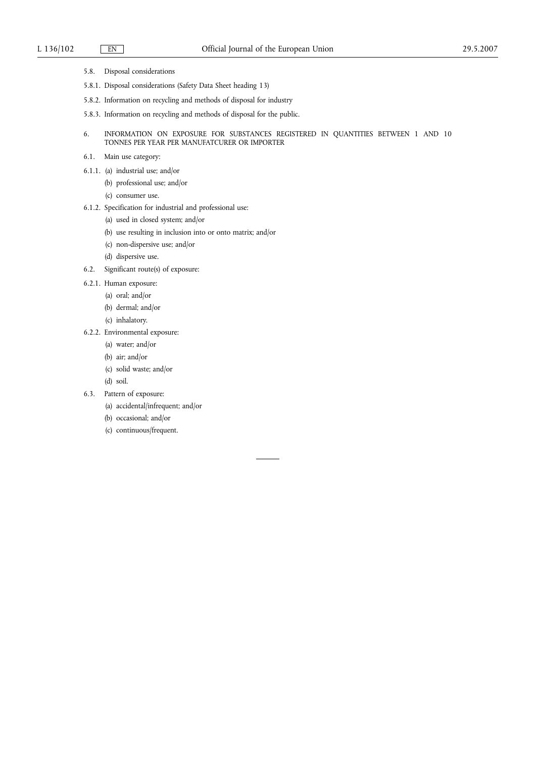5.8. Disposal considerations

5.8.1. Disposal considerations (Safety Data Sheet heading 13)

5.8.2. Information on recycling and methods of disposal for industry

5.8.3. Information on recycling and methods of disposal for the public.

6. INFORMATION ON EXPOSURE FOR SUBSTANCES REGISTERED IN QUANTITIES BETWEEN 1 AND 10 TONNES PER YEAR PER MANUFATCURER OR IMPORTER

6.1. Main use category:

6.1.1. (a) industrial use; and/or

(b) professional use; and/or

(c) consumer use.

6.1.2. Specification for industrial and professional use:

(a) used in closed system; and/or

(b) use resulting in inclusion into or onto matrix; and/or

(c) non-dispersive use; and/or

(d) dispersive use.

6.2. Significant route(s) of exposure:

6.2.1. Human exposure:

(a) oral; and/or

(b) dermal; and/or

(c) inhalatory.

6.2.2. Environmental exposure:

(a) water; and/or

(b) air; and/or

(c) solid waste; and/or

(d) soil.

6.3. Pattern of exposure:

(a) accidental/infrequent; and/or

(b) occasional; and/or

(c) continuous/frequent.